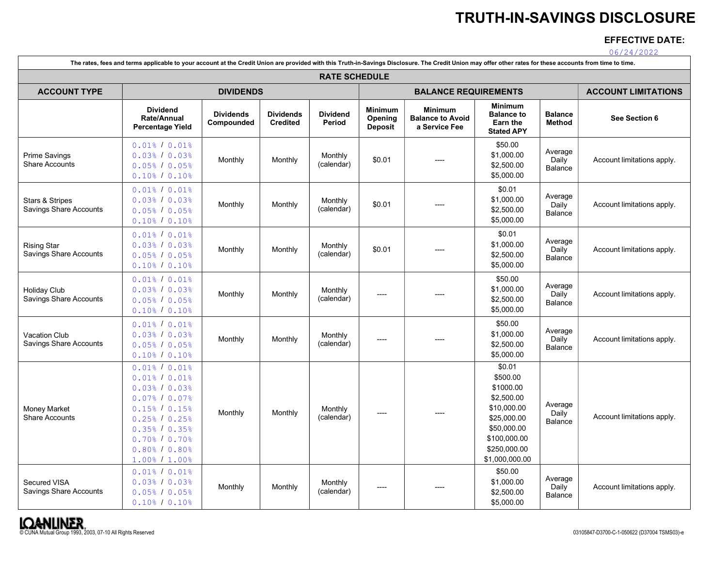# TRUTH-IN-SAVINGS DISCLOSURE

**EFFECTIVE DATE:**

06/24/2022

**The rates, fees and terms applicable to your account at the Credit Union are provided with this Truth-in-Savings Disclosure. The Credit Union may offer other rates for these accounts from time to time.**

| RATE SCHEDULE | | | | | | | | | |
|---|---|---|---|---|---|---|---|---|---|
| **ACCOUNT TYPE** | **DIVIDENDS** | | | | **BALANCE REQUIREMENTS** | | | | **ACCOUNT LIMITATIONS** |
| | **Dividend Rate/Annual Percentage Yield** | **Dividends Compounded** | **Dividends Credited** | **Dividend Period** | **Minimum Opening Deposit** | **Minimum Balance to Avoid a Service Fee** | **Minimum Balance to Earn the Stated APY** | **Balance Method** | **See Section 6** |
| Prime Savings Share Accounts | 0.01% / 0.01%<br>0.03% / 0.03%<br>0.05% / 0.05%<br>0.10% / 0.10% | Monthly | Monthly | Monthly (calendar) | $0.01 | ---- | $50.00<br>$1,000.00<br>$2,500.00<br>$5,000.00 | Average Daily Balance | Account limitations apply. |
| Stars & Stripes Savings Share Accounts | 0.01% / 0.01%<br>0.03% / 0.03%<br>0.05% / 0.05%<br>0.10% / 0.10% | Monthly | Monthly | Monthly (calendar) | $0.01 | ---- | $0.01<br>$1,000.00<br>$2,500.00<br>$5,000.00 | Average Daily Balance | Account limitations apply. |
| Rising Star Savings Share Accounts | 0.01% / 0.01%<br>0.03% / 0.03%<br>0.05% / 0.05%<br>0.10% / 0.10% | Monthly | Monthly | Monthly (calendar) | $0.01 | ---- | $0.01<br>$1,000.00<br>$2,500.00<br>$5,000.00 | Average Daily Balance | Account limitations apply. |
| Holiday Club Savings Share Accounts | 0.01% / 0.01%<br>0.03% / 0.03%<br>0.05% / 0.05%<br>0.10% / 0.10% | Monthly | Monthly | Monthly (calendar) | ---- | ---- | $50.00<br>$1,000.00<br>$2,500.00<br>$5,000.00 | Average Daily Balance | Account limitations apply. |
| Vacation Club Savings Share Accounts | 0.01% / 0.01%<br>0.03% / 0.03%<br>0.05% / 0.05%<br>0.10% / 0.10% | Monthly | Monthly | Monthly (calendar) | ---- | ---- | $50.00<br>$1,000.00<br>$2,500.00<br>$5,000.00 | Average Daily Balance | Account limitations apply. |
| Money Market Share Accounts | 0.01% / 0.01%<br>0.01% / 0.01%<br>0.03% / 0.03%<br>0.07% / 0.07%<br>0.15% / 0.15%<br>0.25% / 0.25%<br>0.35% / 0.35%<br>0.70% / 0.70%<br>0.80% / 0.80%<br>1.00% / 1.00% | Monthly | Monthly | Monthly (calendar) | ---- | ---- | $0.01<br>$500.00<br>$1000.00<br>$2,500.00<br>$10,000.00<br>$25,000.00<br>$50,000.00<br>$100,000.00<br>$250,000.00<br>$1,000,000.00 | Average Daily Balance | Account limitations apply. |
| Secured VISA Savings Share Accounts | 0.01% / 0.01%<br>0.03% / 0.03%<br>0.05% / 0.05%<br>0.10% / 0.10% | Monthly | Monthly | Monthly (calendar) | ---- | ---- | $50.00<br>$1,000.00<br>$2,500.00<br>$5,000.00 | Average Daily Balance | Account limitations apply. |

LOANLINER

© CUNA Mutual Group 1993, 2003, 07-10 All Rights Reserved

03105847-D3700-C-1-050622 (D37004 TSMS03)-e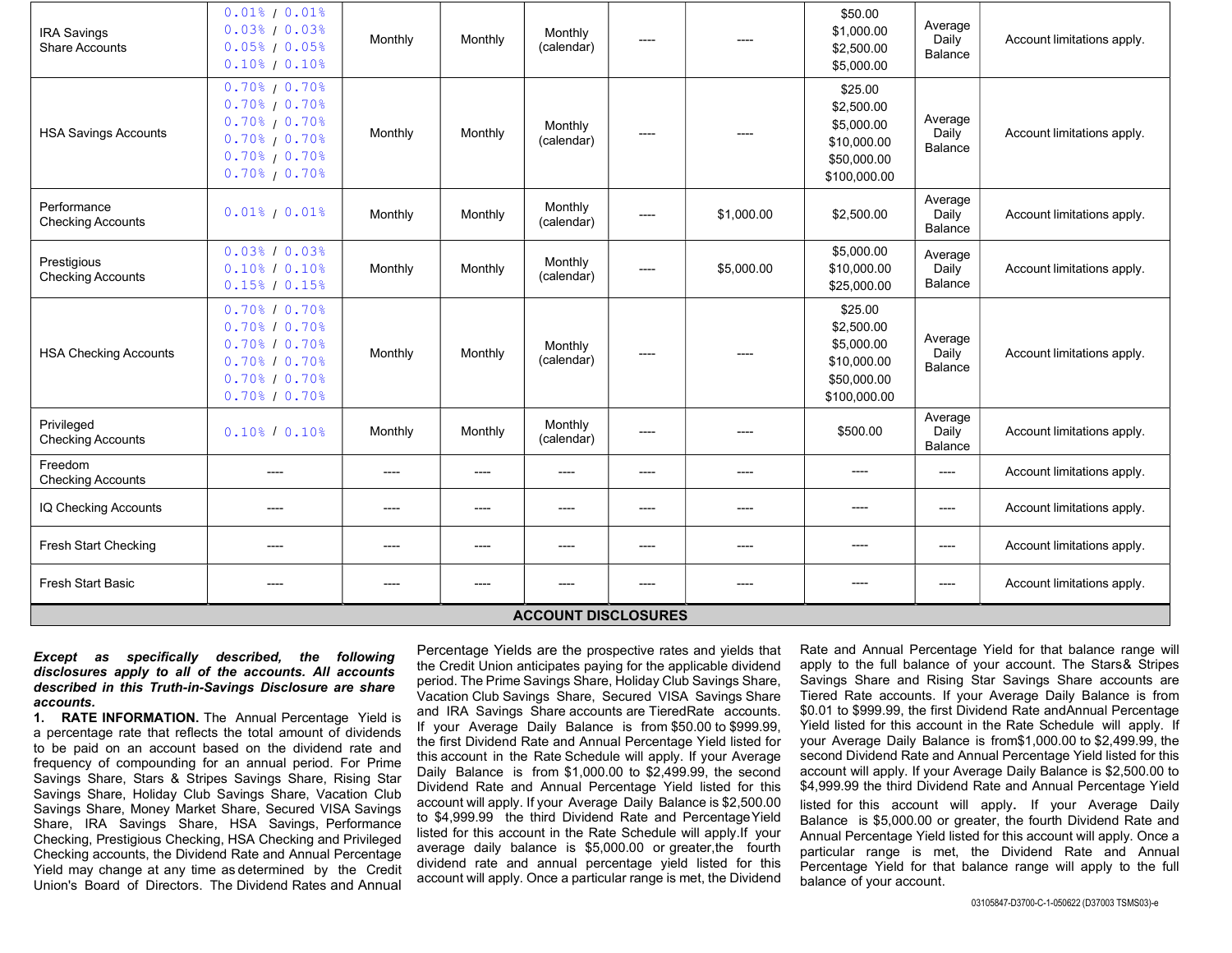| | | | | | | | | | |
|---|---|---|---|---|---|---|---|---|---|
| IRA Savings Share Accounts | 0.01% / 0.01%<br>0.03% / 0.03%<br>0.05% / 0.05%<br>0.10% / 0.10% | Monthly | Monthly | Monthly (calendar) | ---- | ---- | \$50.00<br>\$1,000.00<br>\$2,500.00<br>\$5,000.00 | Average Daily Balance | Account limitations apply. |
| HSA Savings Accounts | 0.70% / 0.70%<br>0.70% / 0.70%<br>0.70% / 0.70%<br>0.70% / 0.70%<br>0.70% / 0.70%<br>0.70% / 0.70% | Monthly | Monthly | Monthly (calendar) | ---- | ---- | \$25.00<br>\$2,500.00<br>\$5,000.00<br>\$10,000.00<br>\$50,000.00<br>\$100,000.00 | Average Daily Balance | Account limitations apply. |
| Performance Checking Accounts | 0.01% / 0.01% | Monthly | Monthly | Monthly (calendar) | ---- | \$1,000.00 | \$2,500.00 | Average Daily Balance | Account limitations apply. |
| Prestigious Checking Accounts | 0.03% / 0.03%<br>0.10% / 0.10%<br>0.15% / 0.15% | Monthly | Monthly | Monthly (calendar) | ---- | \$5,000.00 | \$5,000.00<br>\$10,000.00<br>\$25,000.00 | Average Daily Balance | Account limitations apply. |
| HSA Checking Accounts | 0.70% / 0.70%<br>0.70% / 0.70%<br>0.70% / 0.70%<br>0.70% / 0.70%<br>0.70% / 0.70%<br>0.70% / 0.70% | Monthly | Monthly | Monthly (calendar) | ---- | ---- | \$25.00<br>\$2,500.00<br>\$5,000.00<br>\$10,000.00<br>\$50,000.00<br>\$100,000.00 | Average Daily Balance | Account limitations apply. |
| Privileged Checking Accounts | 0.10% / 0.10% | Monthly | Monthly | Monthly (calendar) | ---- | ---- | \$500.00 | Average Daily Balance | Account limitations apply. |
| Freedom Checking Accounts | ---- | ---- | ---- | ---- | ---- | ---- | ---- | ---- | Account limitations apply. |
| IQ Checking Accounts | ---- | ---- | ---- | ---- | ---- | ---- | ---- | ---- | Account limitations apply. |
| Fresh Start Checking | ---- | ---- | ---- | ---- | ---- | ---- | ---- | ---- | Account limitations apply. |
| Fresh Start Basic | ---- | ---- | ---- | ---- | ---- | ---- | ---- | ---- | Account limitations apply. |

## ACCOUNT DISCLOSURES

***Except as specifically described, the following disclosures apply to all of the accounts. All accounts described in this Truth-in-Savings Disclosure are share accounts.***

**1. RATE INFORMATION.** The Annual Percentage Yield is a percentage rate that reflects the total amount of dividends to be paid on an account based on the dividend rate and frequency of compounding for an annual period. For Prime Savings Share, Stars & Stripes Savings Share, Rising Star Savings Share, Holiday Club Savings Share, Vacation Club Savings Share, Money Market Share, Secured VISA Savings Share, IRA Savings Share, HSA Savings, Performance Checking, Prestigious Checking, HSA Checking and Privileged Checking accounts, the Dividend Rate and Annual Percentage Yield may change at any time as determined by the Credit Union's Board of Directors. The Dividend Rates and Annual Percentage Yields are the prospective rates and yields that the Credit Union anticipates paying for the applicable dividend period. The Prime Savings Share, Holiday Club Savings Share, Vacation Club Savings Share, Secured VISA Savings Share and IRA Savings Share accounts are TieredRate accounts. If your Average Daily Balance is from \$50.00 to \$999.99, the first Dividend Rate and Annual Percentage Yield listed for this account in the Rate Schedule will apply. If your Average Daily Balance is from \$1,000.00 to \$2,499.99, the second Dividend Rate and Annual Percentage Yield listed for this account will apply. If your Average Daily Balance is \$2,500.00 to \$4,999.99 the third Dividend Rate and Percentage Yield listed for this account in the Rate Schedule will apply.If your average daily balance is \$5,000.00 or greater,the fourth dividend rate and annual percentage yield listed for this account will apply. Once a particular range is met, the Dividend Rate and Annual Percentage Yield for that balance range will apply to the full balance of your account. The Stars& Stripes Savings Share and Rising Star Savings Share accounts are Tiered Rate accounts. If your Average Daily Balance is from \$0.01 to \$999.99, the first Dividend Rate andAnnual Percentage Yield listed for this account in the Rate Schedule will apply. If your Average Daily Balance is from\$1,000.00 to \$2,499.99, the second Dividend Rate and Annual Percentage Yield listed for this account will apply. If your Average Daily Balance is \$2,500.00 to \$4,999.99 the third Dividend Rate and Annual Percentage Yield listed for this account will apply. If your Average Daily Balance is \$5,000.00 or greater, the fourth Dividend Rate and Annual Percentage Yield listed for this account will apply. Once a particular range is met, the Dividend Rate and Annual Percentage Yield for that balance range will apply to the full balance of your account.

03105847-D3700-C-1-050622 (D37003 TSMS03)-e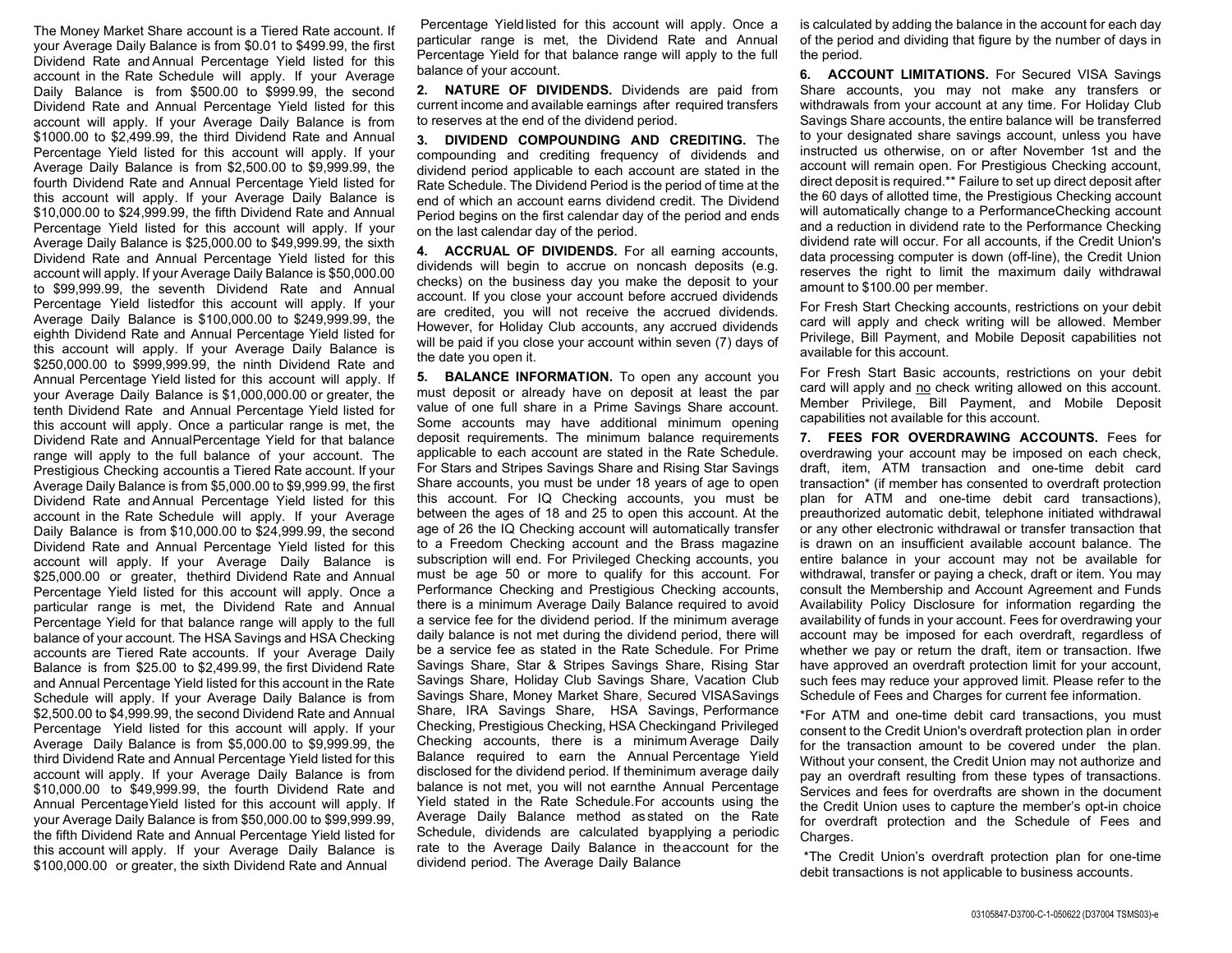The Money Market Share account is a Tiered Rate account. If your Average Daily Balance is from $0.01 to $499.99, the first Dividend Rate and Annual Percentage Yield listed for this account in the Rate Schedule will apply. If your Average Daily Balance is from $500.00 to $999.99, the second Dividend Rate and Annual Percentage Yield listed for this account will apply. If your Average Daily Balance is from $1000.00 to $2,499.99, the third Dividend Rate and Annual Percentage Yield listed for this account will apply. If your Average Daily Balance is from $2,500.00 to $9,999.99, the fourth Dividend Rate and Annual Percentage Yield listed for this account will apply. If your Average Daily Balance is $10,000.00 to $24,999.99, the fifth Dividend Rate and Annual Percentage Yield listed for this account will apply. If your Average Daily Balance is $25,000.00 to $49,999.99, the sixth Dividend Rate and Annual Percentage Yield listed for this account will apply. If your Average Daily Balance is $50,000.00 to $99,999.99, the seventh Dividend Rate and Annual Percentage Yield listedfor this account will apply. If your Average Daily Balance is $100,000.00 to $249,999.99, the eighth Dividend Rate and Annual Percentage Yield listed for this account will apply. If your Average Daily Balance is $250,000.00 to $999,999.99, the ninth Dividend Rate and Annual Percentage Yield listed for this account will apply. If your Average Daily Balance is $1,000,000.00 or greater, the tenth Dividend Rate and Annual Percentage Yield listed for this account will apply. Once a particular range is met, the Dividend Rate and AnnualPercentage Yield for that balance range will apply to the full balance of your account. The Prestigious Checking accountis a Tiered Rate account. If your Average Daily Balance is from $5,000.00 to $9,999.99, the first Dividend Rate and Annual Percentage Yield listed for this account in the Rate Schedule will apply. If your Average Daily Balance is from $10,000.00 to $24,999.99, the second Dividend Rate and Annual Percentage Yield listed for this account will apply. If your Average Daily Balance is $25,000.00 or greater, thethird Dividend Rate and Annual Percentage Yield listed for this account will apply. Once a particular range is met, the Dividend Rate and Annual Percentage Yield for that balance range will apply to the full balance of your account. The HSA Savings and HSA Checking accounts are Tiered Rate accounts. If your Average Daily Balance is from $25.00 to $2,499.99, the first Dividend Rate and Annual Percentage Yield listed for this account in the Rate Schedule will apply. If your Average Daily Balance is from $2,500.00 to $4,999.99, the second Dividend Rate and Annual Percentage Yield listed for this account will apply. If your Average Daily Balance is from $5,000.00 to $9,999.99, the third Dividend Rate and Annual Percentage Yield listed for this account will apply. If your Average Daily Balance is from $10,000.00 to $49,999.99, the fourth Dividend Rate and Annual PercentageYield listed for this account will apply. If your Average Daily Balance is from $50,000.00 to $99,999.99, the fifth Dividend Rate and Annual Percentage Yield listed for this account will apply. If your Average Daily Balance is $100,000.00 or greater, the sixth Dividend Rate and Annual Percentage Yieldlisted for this account will apply. Once a particular range is met, the Dividend Rate and Annual Percentage Yield for that balance range will apply to the full balance of your account.

**2. NATURE OF DIVIDENDS.** Dividends are paid from current income and available earnings after required transfers to reserves at the end of the dividend period.

**3. DIVIDEND COMPOUNDING AND CREDITING.** The compounding and crediting frequency of dividends and dividend period applicable to each account are stated in the Rate Schedule. The Dividend Period is the period of time at the end of which an account earns dividend credit. The Dividend Period begins on the first calendar day of the period and ends on the last calendar day of the period.

**4. ACCRUAL OF DIVIDENDS.** For all earning accounts, dividends will begin to accrue on noncash deposits (e.g. checks) on the business day you make the deposit to your account. If you close your account before accrued dividends are credited, you will not receive the accrued dividends. However, for Holiday Club accounts, any accrued dividends will be paid if you close your account within seven (7) days of the date you open it.

**5. BALANCE INFORMATION.** To open any account you must deposit or already have on deposit at least the par value of one full share in a Prime Savings Share account. Some accounts may have additional minimum opening deposit requirements. The minimum balance requirements applicable to each account are stated in the Rate Schedule. For Stars and Stripes Savings Share and Rising Star Savings Share accounts, you must be under 18 years of age to open this account. For IQ Checking accounts, you must be between the ages of 18 and 25 to open this account. At the age of 26 the IQ Checking account will automatically transfer to a Freedom Checking account and the Brass magazine subscription will end. For Privileged Checking accounts, you must be age 50 or more to qualify for this account. For Performance Checking and Prestigious Checking accounts, there is a minimum Average Daily Balance required to avoid a service fee for the dividend period. If the minimum average daily balance is not met during the dividend period, there will be a service fee as stated in the Rate Schedule. For Prime Savings Share, Star & Stripes Savings Share, Rising Star Savings Share, Holiday Club Savings Share, Vacation Club Savings Share, Money Market Share, Secured VISASavings Share, IRA Savings Share, HSA Savings, Performance Checking, Prestigious Checking, HSA Checkingand Privileged Checking accounts, there is a minimum Average Daily Balance required to earn the Annual Percentage Yield disclosed for the dividend period. If theminimum average daily balance is not met, you will not earnthe Annual Percentage Yield stated in the Rate Schedule.For accounts using the Average Daily Balance method asstated on the Rate Schedule, dividends are calculated byapplying a periodic rate to the Average Daily Balance in theaccount for the dividend period. The Average Daily Balance is calculated by adding the balance in the account for each day of the period and dividing that figure by the number of days in the period.

**6. ACCOUNT LIMITATIONS.** For Secured VISA Savings Share accounts, you may not make any transfers or withdrawals from your account at any time. For Holiday Club Savings Share accounts, the entire balance will be transferred to your designated share savings account, unless you have instructed us otherwise, on or after November 1st and the account will remain open. For Prestigious Checking account, direct deposit is required.** Failure to set up direct deposit after the 60 days of allotted time, the Prestigious Checking account will automatically change to a PerformanceChecking account and a reduction in dividend rate to the Performance Checking dividend rate will occur. For all accounts, if the Credit Union's data processing computer is down (off-line), the Credit Union reserves the right to limit the maximum daily withdrawal amount to $100.00 per member.

For Fresh Start Checking accounts, restrictions on your debit card will apply and check writing will be allowed. Member Privilege, Bill Payment, and Mobile Deposit capabilities not available for this account.

For Fresh Start Basic accounts, restrictions on your debit card will apply and no check writing allowed on this account. Member Privilege, Bill Payment, and Mobile Deposit capabilities not available for this account.

**7. FEES FOR OVERDRAWING ACCOUNTS.** Fees for overdrawing your account may be imposed on each check, draft, item, ATM transaction and one-time debit card transaction* (if member has consented to overdraft protection plan for ATM and one-time debit card transactions), preauthorized automatic debit, telephone initiated withdrawal or any other electronic withdrawal or transfer transaction that is drawn on an insufficient available account balance. The entire balance in your account may not be available for withdrawal, transfer or paying a check, draft or item. You may consult the Membership and Account Agreement and Funds Availability Policy Disclosure for information regarding the availability of funds in your account. Fees for overdrawing your account may be imposed for each overdraft, regardless of whether we pay or return the draft, item or transaction. Ifwe have approved an overdraft protection limit for your account, such fees may reduce your approved limit. Please refer to the Schedule of Fees and Charges for current fee information.

*For ATM and one-time debit card transactions, you must consent to the Credit Union's overdraft protection plan in order for the transaction amount to be covered under the plan. Without your consent, the Credit Union may not authorize and pay an overdraft resulting from these types of transactions. Services and fees for overdrafts are shown in the document the Credit Union uses to capture the member's opt-in choice for overdraft protection and the Schedule of Fees and Charges.

*The Credit Union's overdraft protection plan for one-time debit transactions is not applicable to business accounts.

03105847-D3700-C-1-050622 (D37004 TSMS03)-e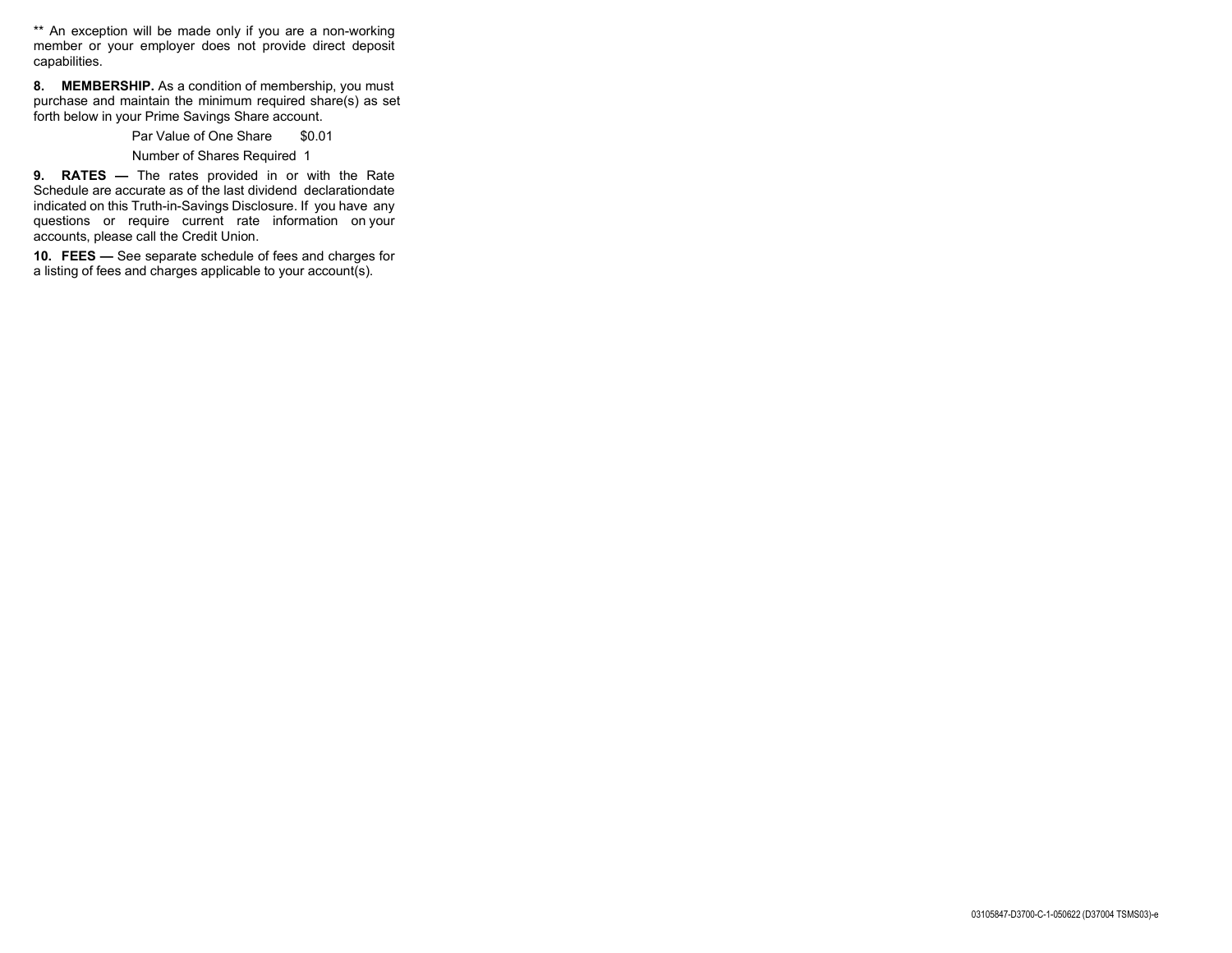** An exception will be made only if you are a non-working member or your employer does not provide direct deposit capabilities.

**8. MEMBERSHIP.** As a condition of membership, you must purchase and maintain the minimum required share(s) as set forth below in your Prime Savings Share account.

Par Value of One Share $0.01

Number of Shares Required 1

**9. RATES —** The rates provided in or with the Rate Schedule are accurate as of the last dividend declarationdate indicated on this Truth-in-Savings Disclosure. If you have any questions or require current rate information on your accounts, please call the Credit Union.

**10. FEES —** See separate schedule of fees and charges for a listing of fees and charges applicable to your account(s).

03105847-D3700-C-1-050622 (D37004 TSMS03)-e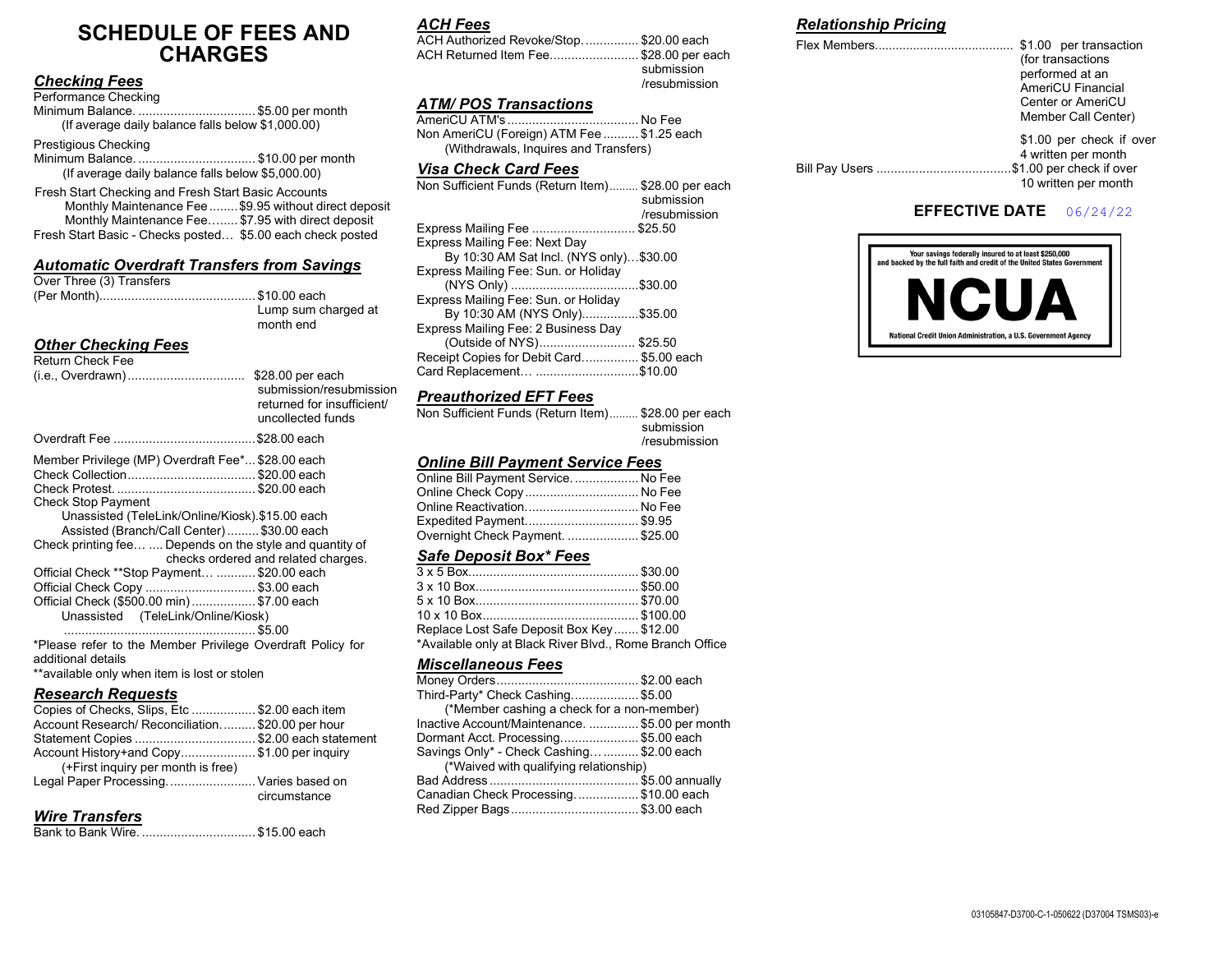# SCHEDULE OF FEES AND CHARGES

## *Checking Fees*

Performance Checking
Minimum Balance. .................................. $5.00 per month
(If average daily balance falls below $1,000.00)

Prestigious Checking
Minimum Balance. .................................. $10.00 per month
(If average daily balance falls below $5,000.00)

Fresh Start Checking and Fresh Start Basic Accounts
Monthly Maintenance Fee ........ $9.95 without direct deposit
Monthly Maintenance Fee…..... $7.95 with direct deposit
Fresh Start Basic - Checks posted… $5.00 each check posted

## *Automatic Overdraft Transfers from Savings*

Over Three (3) Transfers
(Per Month)............................................ $10.00 each
Lump sum charged at month end

## *Other Checking Fees*

Return Check Fee
(i.e., Overdrawn)................................ $28.00 per each submission/resubmission returned for insufficient/ uncollected funds

Overdraft Fee ........................................ $28.00 each

Member Privilege (MP) Overdraft Fee*... $28.00 each
Check Collection.................................... $20.00 each
Check Protest. ....................................... $20.00 each
Check Stop Payment
Unassisted (TeleLink/Online/Kiosk).$15.00 each
Assisted (Branch/Call Center) ......... $30.00 each
Check printing fee… .... Depends on the style and quantity of checks ordered and related charges.
Official Check **Stop Payment… ........... $20.00 each
Official Check Copy ............................... $3.00 each
Official Check ($500.00 min) .................. $7.00 each
Unassisted (TeleLink/Online/Kiosk)
...................................................... $5.00

*Please refer to the Member Privilege Overdraft Policy for additional details
**available only when item is lost or stolen

## *Research Requests*

Copies of Checks, Slips, Etc .................. $2.00 each item
Account Research/ Reconciliation.......... $20.00 per hour
Statement Copies .................................. $2.00 each statement
Account History+and Copy..................... $1.00 per inquiry
(+First inquiry per month is free)
Legal Paper Processing......................... Varies based on circumstance

## *Wire Transfers*

Bank to Bank Wire. ................................ $15.00 each

## *ACH Fees*

ACH Authorized Revoke/Stop................ $20.00 each
ACH Returned Item Fee......................... $28.00 per each submission /resubmission

## *ATM/ POS Transactions*

AmeriCU ATM's ..................................... No Fee
Non AmeriCU (Foreign) ATM Fee .......... $1.25 each
(Withdrawals, Inquires and Transfers)

## *Visa Check Card Fees*

Non Sufficient Funds (Return Item)......... $28.00 per each submission /resubmission
Express Mailing Fee ............................. $25.50
Express Mailing Fee: Next Day
By 10:30 AM Sat Incl. (NYS only)…$30.00
Express Mailing Fee: Sun. or Holiday
(NYS Only) ....................................$30.00
Express Mailing Fee: Sun. or Holiday
By 10:30 AM (NYS Only)................$35.00
Express Mailing Fee: 2 Business Day
(Outside of NYS)........................... $25.50
Receipt Copies for Debit Card................ $5.00 each
Card Replacement… .............................$10.00

## *Preauthorized EFT Fees*

Non Sufficient Funds (Return Item)......... $28.00 per each submission /resubmission

## *Online Bill Payment Service Fees*

Online Bill Payment Service................... No Fee
Online Check Copy ................................ No Fee
Online Reactivation................................ No Fee
Expedited Payment................................ $9.95
Overnight Check Payment. .................... $25.00

## *Safe Deposit Box* Fees*

3 x 5 Box................................................ $30.00
3 x 10 Box.............................................. $50.00
5 x 10 Box.............................................. $70.00
10 x 10 Box............................................ $100.00
Replace Lost Safe Deposit Box Key....... $12.00
*Available only at Black River Blvd., Rome Branch Office

## *Miscellaneous Fees*

Money Orders........................................ $2.00 each
Third-Party* Check Cashing................... $5.00
(*Member cashing a check for a non-member)
Inactive Account/Maintenance. .............. $5.00 per month
Dormant Acct. Processing...................... $5.00 each
Savings Only* - Check Cashing… .......... $2.00 each
(*Waived with qualifying relationship)
Bad Address .......................................... $5.00 annually
Canadian Check Processing.................. $10.00 each
Red Zipper Bags.................................... $3.00 each

## *Relationship Pricing*

Flex Members....................................... $1.00 per transaction (for transactions performed at an AmeriCU Financial Center or AmeriCU Member Call Center)
$1.00 per check if over 4 written per month
Bill Pay Users ......................................$1.00 per check if over 10 written per month

**EFFECTIVE DATE** 06/24/22

Your savings federally insured to at least $250,000 and backed by the full faith and credit of the United States Government

NCUA

National Credit Union Administration, a U.S. Government Agency

03105847-D3700-C-1-050622 (D37004 TSMS03)-e